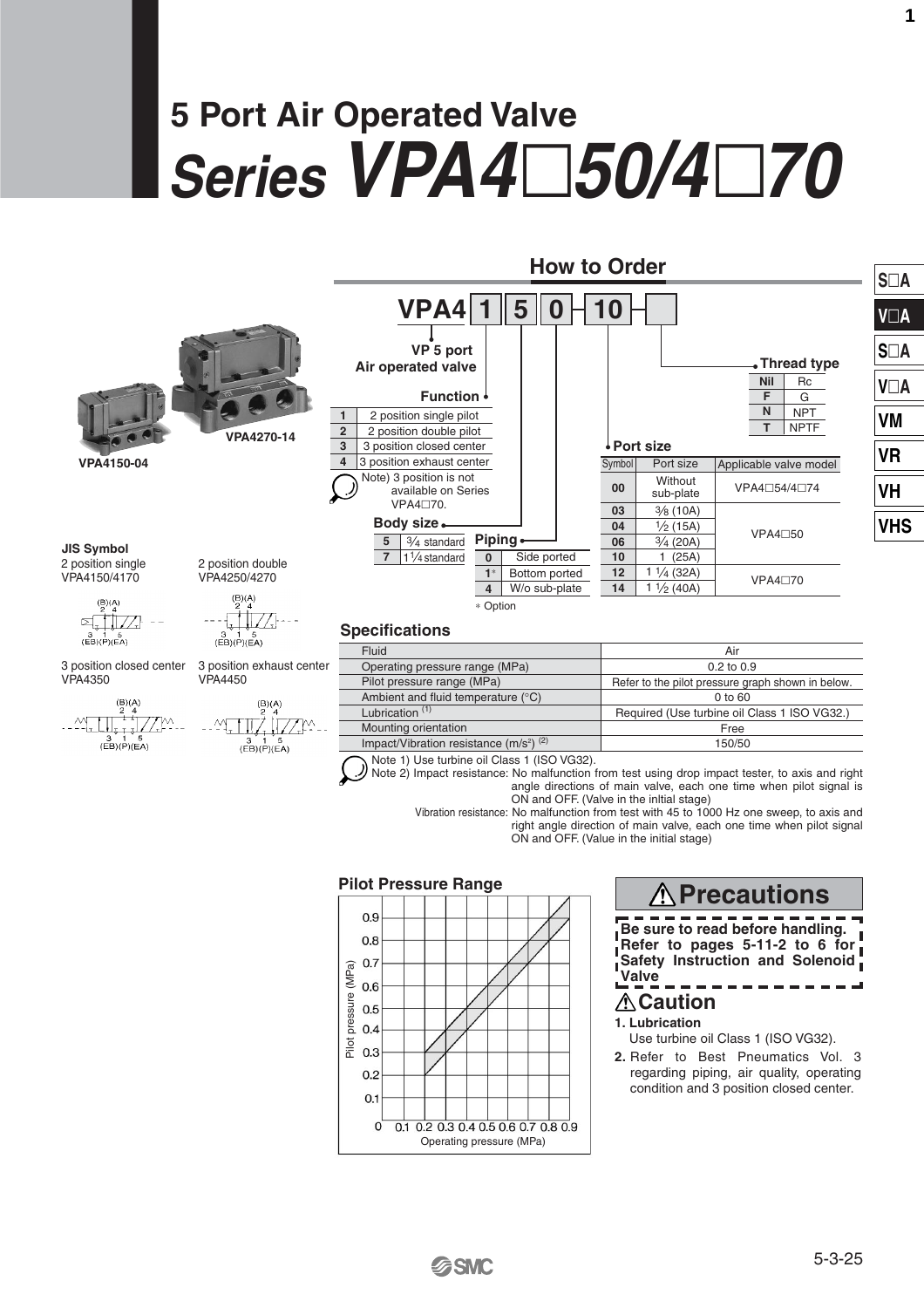# 5 Port Air Operated Valve

# *Series VPA4□50/4□70*

VPA4150-04

VPA4270-14

## How to Order

**VPA4 1 5 0 – 10 –**

VP 5 port
Air operated valve

**Function**

| | |
|---|---|
| 1 | 2 position single pilot |
| 2 | 2 position double pilot |
| 3 | 3 position closed center |
| 4 | 3 position exhaust center |

Note) 3 position is not available on Series VPA4□70.

**Body size**

| | |
|---|---|
| 5 | 3/4 standard |
| 7 | 1 1/4 standard |

**Piping**

| | |
|---|---|
| 0 | Side ported |
| 1* | Bottom ported |
| 4 | W/o sub-plate |

∗ Option

**Port size**

| Symbol | Port size | Applicable valve model |
|---|---|---|
| 00 | Without sub-plate | VPA4□54/4□74 |
| 03 | 3/8 (10A) | VPA4□50 |
| 04 | 1/2 (15A) | |
| 06 | 3/4 (20A) | |
| 10 | 1 (25A) | |
| 12 | 1 1/4 (32A) | VPA4□70 |
| 14 | 1 1/2 (40A) | |

**Thread type**

| | |
|---|---|
| Nil | Rc |
| F | G |
| N | NPT |
| T | NPTF |

**JIS Symbol**

2 position single VPA4150/4170

2 position double VPA4250/4270

3 position closed center VPA4350

3 position exhaust center VPA4450

(B)(A) 2 4 — 3 1 5 (EB)(P)(EA)

## Specifications

| | |
|---|---|
| Fluid | Air |
| Operating pressure range (MPa) | 0.2 to 0.9 |
| Pilot pressure range (MPa) | Refer to the pilot pressure graph shown in below. |
| Ambient and fluid temperature (°C) | 0 to 60 |
| Lubrication (1) | Required (Use turbine oil Class 1 ISO VG32.) |
| Mounting orientation | Free |
| Impact/Vibration resistance (m/s²) (2) | 150/50 |

Note 1) Use turbine oil Class 1 (ISO VG32).

Note 2) Impact resistance: No malfunction from test using drop impact tester, to axis and right angle directions of main valve, each one time when pilot signal is ON and OFF. (Valve in the initial stage)

Vibration resistance: No malfunction from test with 45 to 1000 Hz one sweep, to axis and right angle direction of main valve, each one time when pilot signal ON and OFF. (Value in the initial stage)

## Pilot Pressure Range

Pilot pressure (MPa)
0.9
0.8
0.7
0.6
0.5
0.4
0.3
0.2
0.1
0
0.1 0.2 0.3 0.4 0.5 0.6 0.7 0.8 0.9
Operating pressure (MPa)

## ⚠Precautions

**Be sure to read before handling. Refer to pages 5-11-2 to 6 for Safety Instruction and Solenoid Valve**

### ⚠Caution

**1. Lubrication**
Use turbine oil Class 1 (ISO VG32).

**2.** Refer to Best Pneumatics Vol. 3 regarding piping, air quality, operating condition and 3 position closed center.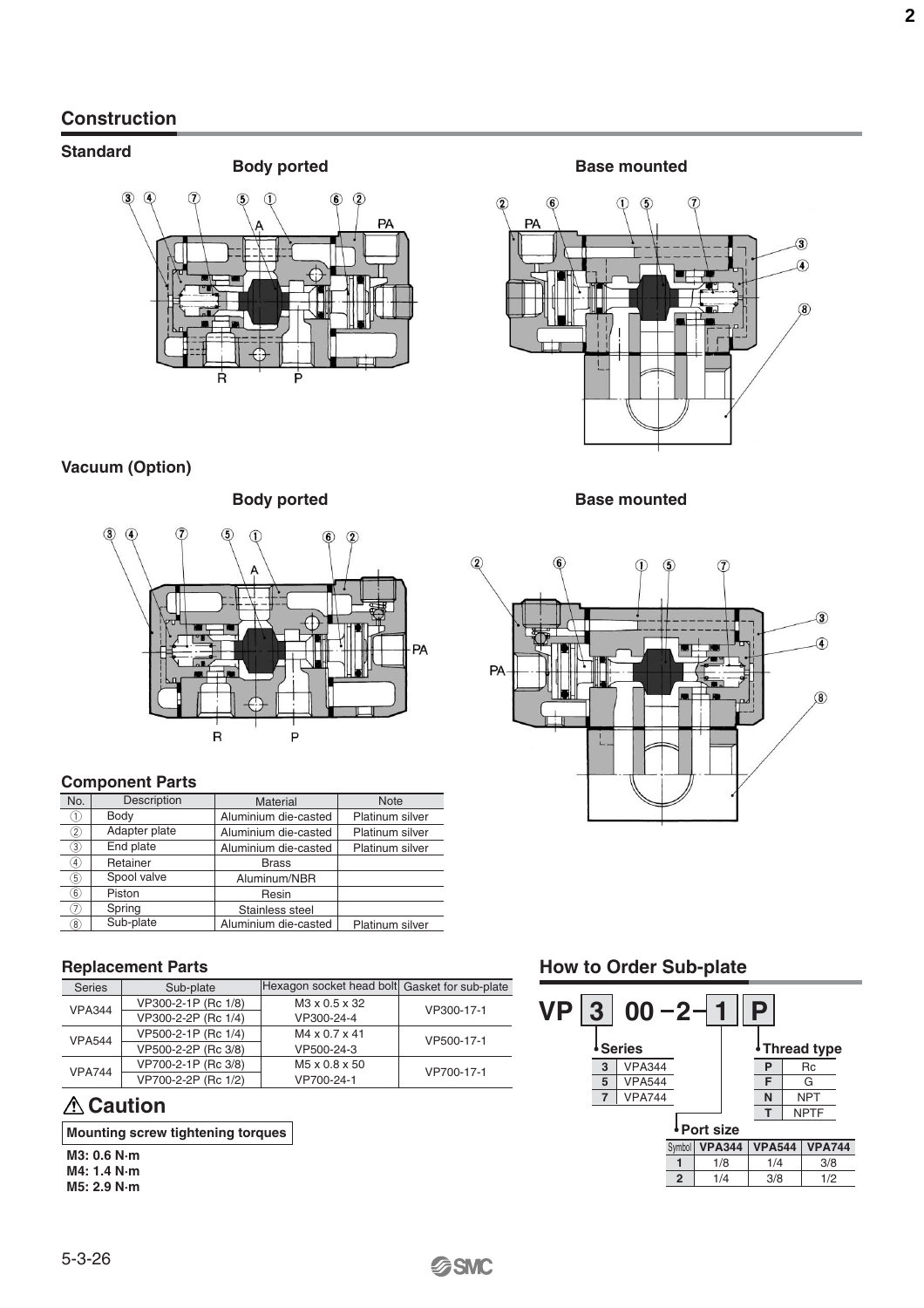## Construction

### Standard

**Body ported**

③ ④ ⑦ ⑤ ① ⑥ ②

A PA

R P

**Base mounted**

② ⑥ ① ⑤ ⑦

PA

③ ④ ⑧

### Vacuum (Option)

**Body ported**

③ ④ ⑦ ⑤ ① ⑥ ②

A PA

R P

**Base mounted**

② ⑥ ① ⑤ ⑦

PA

③ ④ ⑧

### Component Parts

| No. | Description | Material | Note |
|---|---|---|---|
| ① | Body | Aluminium die-casted | Platinum silver |
| ② | Adapter plate | Aluminium die-casted | Platinum silver |
| ③ | End plate | Aluminium die-casted | Platinum silver |
| ④ | Retainer | Brass | |
| ⑤ | Spool valve | Aluminum/NBR | |
| ⑥ | Piston | Resin | |
| ⑦ | Spring | Stainless steel | |
| ⑧ | Sub-plate | Aluminium die-casted | Platinum silver |

### Replacement Parts

| Series | Sub-plate | Hexagon socket head bolt | Gasket for sub-plate |
|---|---|---|---|
| VPA344 | VP300-2-1P (Rc 1/8) | M3 x 0.5 x 32 | VP300-17-1 |
| | VP300-2-2P (Rc 1/4) | VP300-24-4 | |
| VPA544 | VP500-2-1P (Rc 1/4) | M4 x 0.7 x 41 | VP500-17-1 |
| | VP500-2-2P (Rc 3/8) | VP500-24-3 | |
| VPA744 | VP700-2-1P (Rc 3/8) | M5 x 0.8 x 50 | VP700-17-1 |
| | VP700-2-2P (Rc 1/2) | VP700-24-1 | |

## ⚠ Caution

**Mounting screw tightening torques**

**M3: 0.6 N·m**
**M4: 1.4 N·m**
**M5: 2.9 N·m**

### How to Order Sub-plate

**VP 3 00 − 2 − 1 P**

**Series**

| | |
|---|---|
| 3 | VPA344 |
| 5 | VPA544 |
| 7 | VPA744 |

**Thread type**

| | |
|---|---|
| P | Rc |
| F | G |
| N | NPT |
| T | NPTF |

**Port size**

| Symbol | VPA344 | VPA544 | VPA744 |
|---|---|---|---|
| 1 | 1/8 | 1/4 | 3/8 |
| 2 | 1/4 | 3/8 | 1/2 |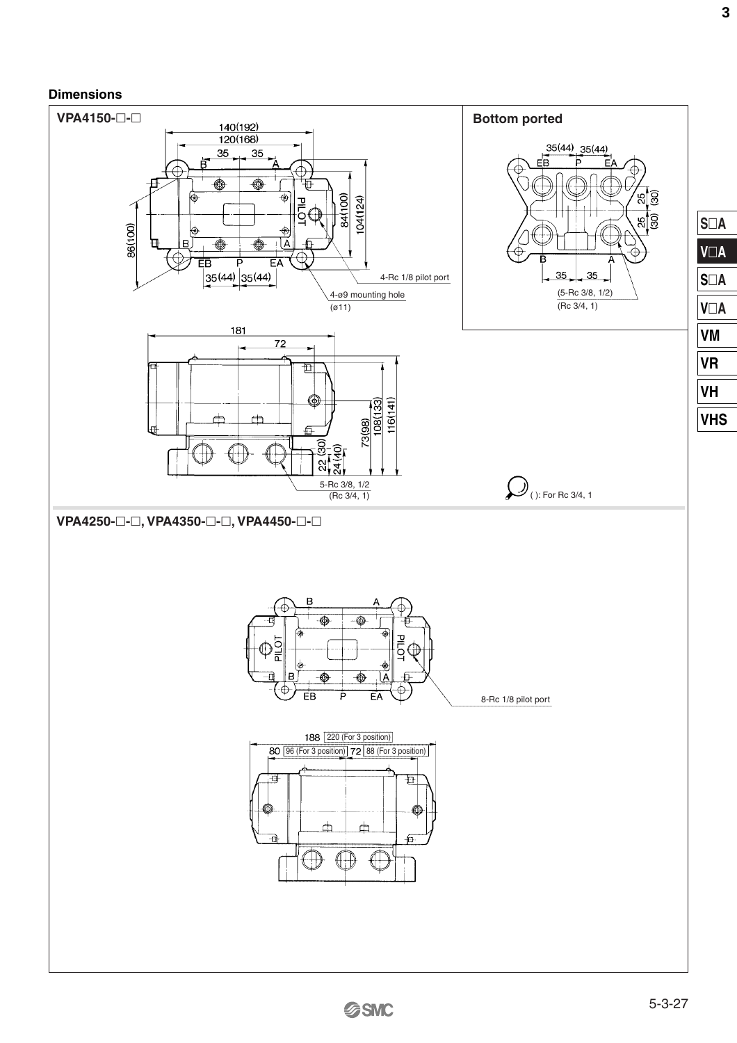## Dimensions

### VPA4150-□-□

140(192)
120(168)
35 35
B A
PILOT
84(100)
104(124)
86(100)
B A
EB P EA
35(44) 35(44)
4-Rc 1/8 pilot port
4-ø9 mounting hole
(ø11)

### Bottom ported

35(44) 35(44)
EB P EA
25 (30)
25 (30)
B A
35 35
(5-Rc 3/8, 1/2)
(Rc 3/4, 1)

181
72
73(98)
108(133)
116(141)
22 (30)
24 (40)
5-Rc 3/8, 1/2
(Rc 3/4, 1)

( ): For Rc 3/4, 1

### VPA4250-□-□, VPA4350-□-□, VPA4450-□-□

B A
PILOT PILOT
B A
EB P EA
8-Rc 1/8 pilot port

188 220 (For 3 position)
80 96 (For 3 position) 72 88 (For 3 position)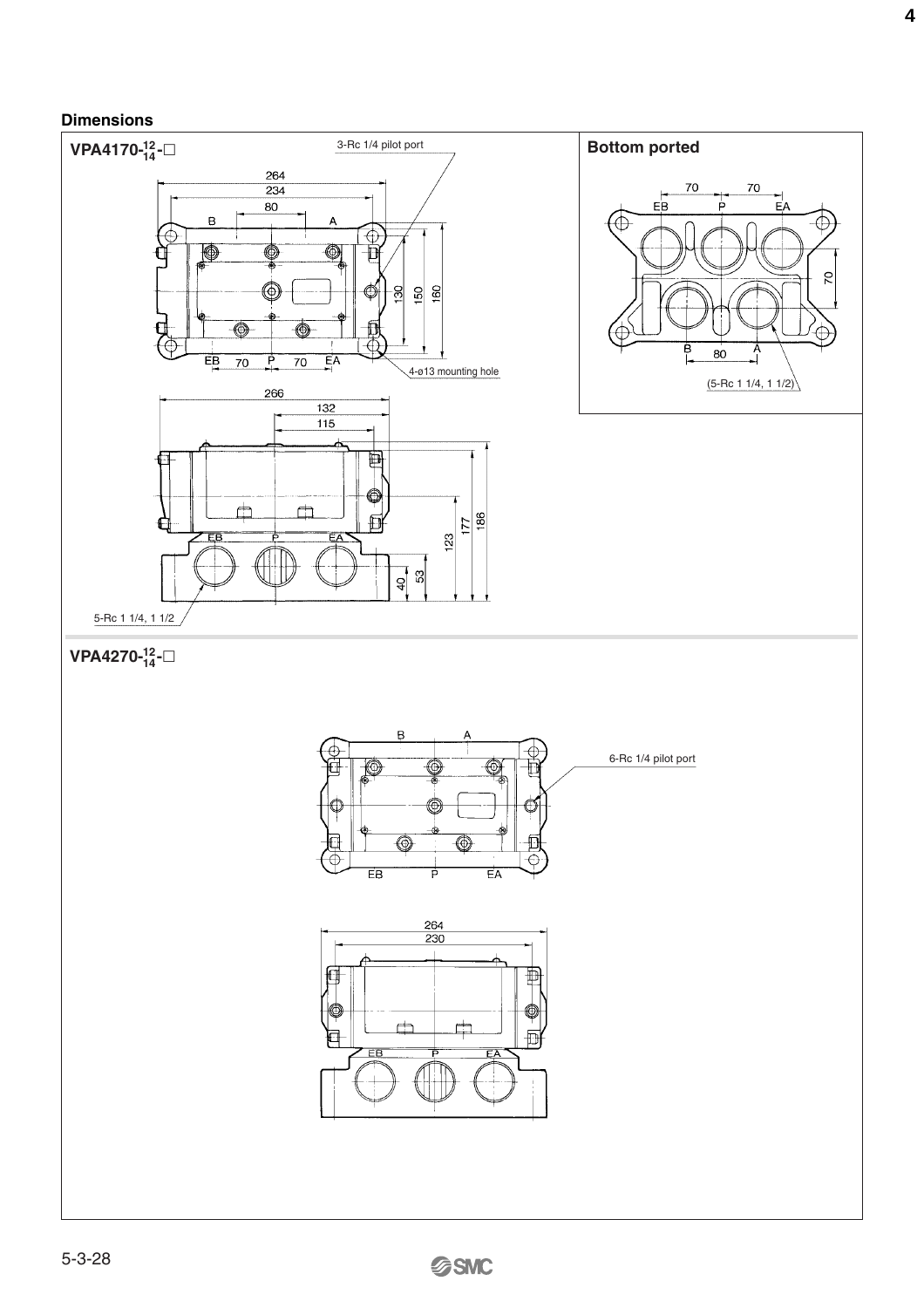## Dimensions

### VPA4170-$^{12}_{14}$-□

3-Rc 1/4 pilot port

264
234
80
B
A
130
150
160
EB
70
P
70
EA
4-ø13 mounting hole

266
132
115
123
177
186
EB
P
EA
40
53
5-Rc 1 1/4, 1 1/2

### Bottom ported

70
70
EB
P
EA
70
B
80
A
(5-Rc 1 1/4, 1 1/2)

### VPA4270-$^{12}_{14}$-□

B
A
6-Rc 1/4 pilot port
EB
P
EA

264
230
EB
P
EA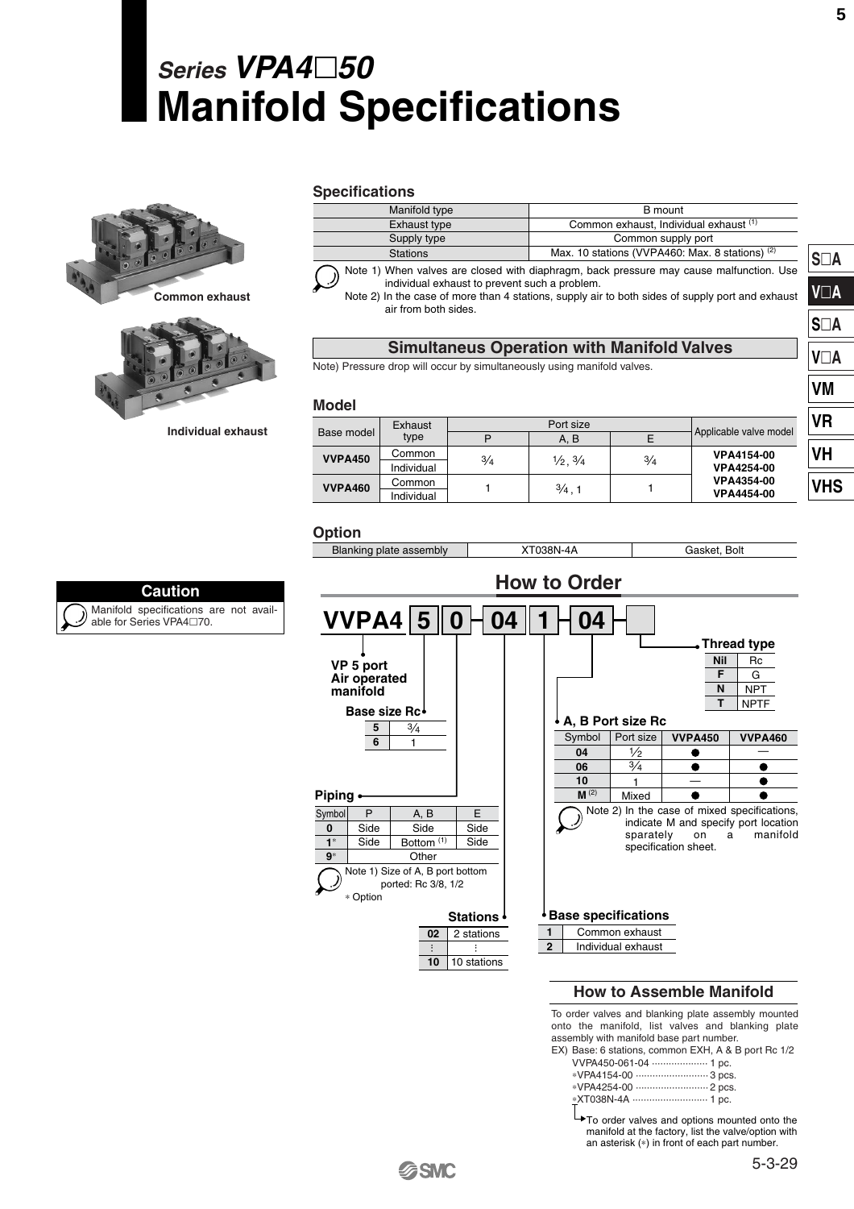# *Series VPA4□50*
# Manifold Specifications

Common exhaust

Individual exhaust

### Specifications

| | |
|---|---|
| Manifold type | B mount |
| Exhaust type | Common exhaust, Individual exhaust [1] |
| Supply type | Common supply port |
| Stations | Max. 10 stations (VVPA460: Max. 8 stations) [2] |

Note 1) When valves are closed with diaphragm, back pressure may cause malfunction. Use individual exhaust to prevent such a problem.
Note 2) In the case of more than 4 stations, supply air to both sides of supply port and exhaust air from both sides.

### Simultaneus Operation with Manifold Valves

Note) Pressure drop will occur by simultaneously using manifold valves.

### Model

| Base model | Exhaust type | Port size | | | Applicable valve model |
|---|---|---|---|---|---|
| | | P | A, B | E | |
| VVPA450 | Common | 3/4 | 1/2, 3/4 | 3/4 | VPA4154-00<br>VPA4254-00<br>VPA4354-00<br>VPA4454-00 |
| | Individual | | | | |
| VVPA460 | Common | 1 | 3/4, 1 | 1 | |
| | Individual | | | | |

### Option

| | | |
|---|---|---|
| Blanking plate assembly | XT038N-4A | Gasket, Bolt |

**Caution**

Manifold specifications are not available for Series VPA4□70.

## How to Order

**VVPA4 5 0 – 04 1 – 04 □**

**VP 5 port Air operated manifold**

**Base size Rc**

| | |
|---|---|
| 5 | 3/4 |
| 6 | 1 |

**Piping**

| Symbol | P | A, B | E |
|---|---|---|---|
| 0 | Side | Side | Side |
| 1* | Side | Bottom [1] | Side |
| 9* | Other | | |

Note 1) Size of A, B port bottom ported: Rc 3/8, 1/2
* Option

**Stations**

| | |
|---|---|
| 02 | 2 stations |
| ⋮ | ⋮ |
| 10 | 10 stations |

**Base specifications**

| | |
|---|---|
| 1 | Common exhaust |
| 2 | Individual exhaust |

**A, B Port size Rc**

| Symbol | Port size | VVPA450 | VVPA460 |
|---|---|---|---|
| 04 | 1/2 | ● | — |
| 06 | 3/4 | ● | ● |
| 10 | 1 | — | ● |
| M [2] | Mixed | ● | ● |

Note 2) In the case of mixed specifications, indicate M and specify port location sparately on a manifold specification sheet.

**Thread type**

| | |
|---|---|
| Nil | Rc |
| F | G |
| N | NPT |
| T | NPTF |

### How to Assemble Manifold

To order valves and blanking plate assembly mounted onto the manifold, list valves and blanking plate assembly with manifold base part number.

EX) Base: 6 stations, common EXH, A & B port Rc 1/2

VVPA450-061-04 ··················· 1 pc.
*VPA4154-00 ························ 3 pcs.
*VPA4254-00 ························ 2 pcs.
*XT038N-4A ························· 1 pc.

To order valves and options mounted onto the manifold at the factory, list the valve/option with an asterisk (*) in front of each part number.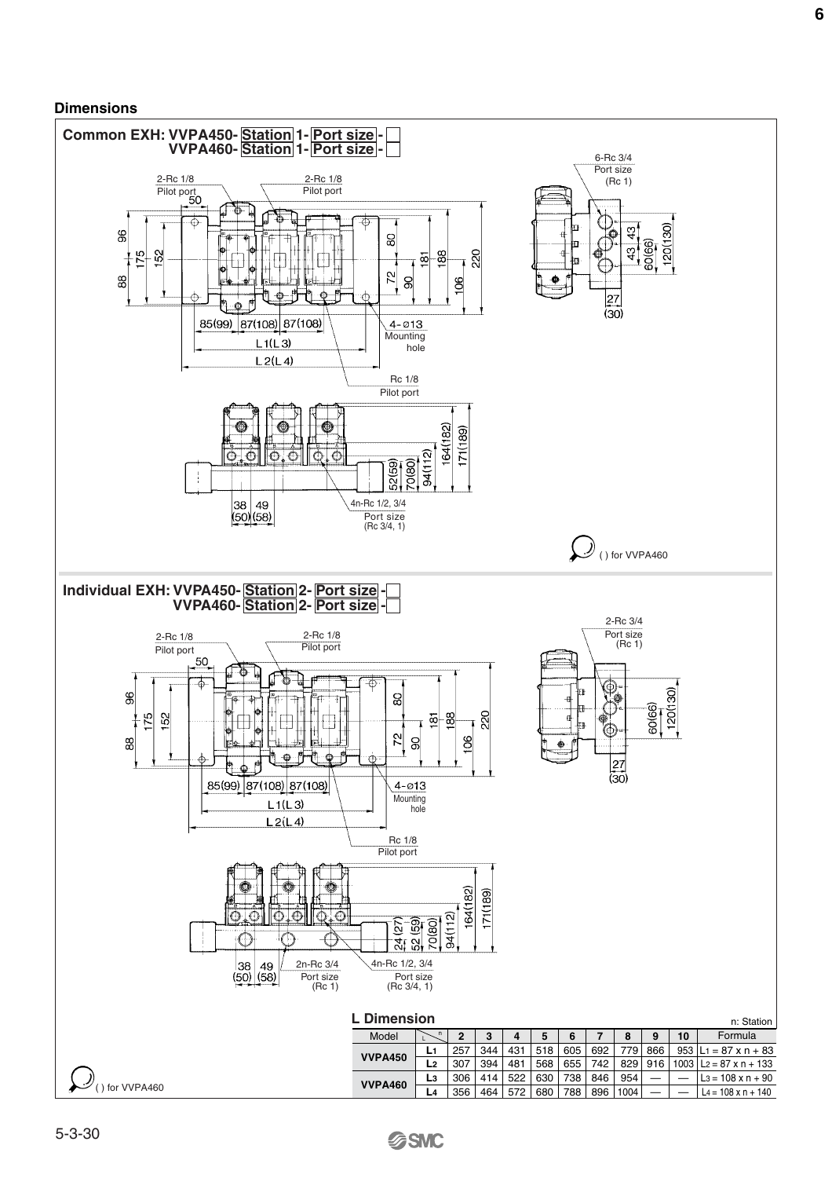## Dimensions

### Common EXH: VVPA450- Station 1- Port size -
### VVPA460- Station 1- Port size -

2-Rc 1/8
Pilot port

2-Rc 1/8
Pilot port

6-Rc 3/4
Port size
(Rc 1)

50
96
175
152
88
80
72
181
90
188
106
220
43
43
60(66)
120(130)
27
(30)

85(99) 87(108) 87(108)
L1(L3)
L2(L4)

4-ø13
Mounting
hole

Rc 1/8
Pilot port

164(182)
171(189)
52(59)
70(80)
94(112)

38 (50) 49 (58)

4n-Rc 1/2, 3/4
Port size
(Rc 3/4, 1)

( ) for VVPA460

### Individual EXH: VVPA450- Station 2- Port size -
### VVPA460- Station 2- Port size -

2-Rc 1/8
Pilot port

2-Rc 1/8
Pilot port

2-Rc 3/4
Port size
(Rc 1)

50
96
175
152
88
80
72
181
90
188
106
220
60(66)
120(130)
27
(30)

85(99) 87(108) 87(108)
L1(L3)
L2(L4)

4-ø13
Mounting
hole

Rc 1/8
Pilot port

164(182)
171(189)
24 (27)
52 (59)
70(80)
94(112)

38 (50) 49 (58)

2n-Rc 3/4
Port size
(Rc 1)

4n-Rc 1/2, 3/4
Port size
(Rc 3/4, 1)

### L Dimension

n: Station

| Model | L \ n | 2 | 3 | 4 | 5 | 6 | 7 | 8 | 9 | 10 | Formula |
|---|---|---|---|---|---|---|---|---|---|---|---|
| VVPA450 | $L_1$ | 257 | 344 | 431 | 518 | 605 | 692 | 779 | 866 | 953 | $L_1 = 87 \times n + 83$ |
| | $L_2$ | 307 | 394 | 481 | 568 | 655 | 742 | 829 | 916 | 1003 | $L_2 = 87 \times n + 133$ |
| VVPA460 | $L_3$ | 306 | 414 | 522 | 630 | 738 | 846 | 954 | — | — | $L_3 = 108 \times n + 90$ |
| | $L_4$ | 356 | 464 | 572 | 680 | 788 | 896 | 1004 | — | — | $L_4 = 108 \times n + 140$ |

( ) for VVPA460